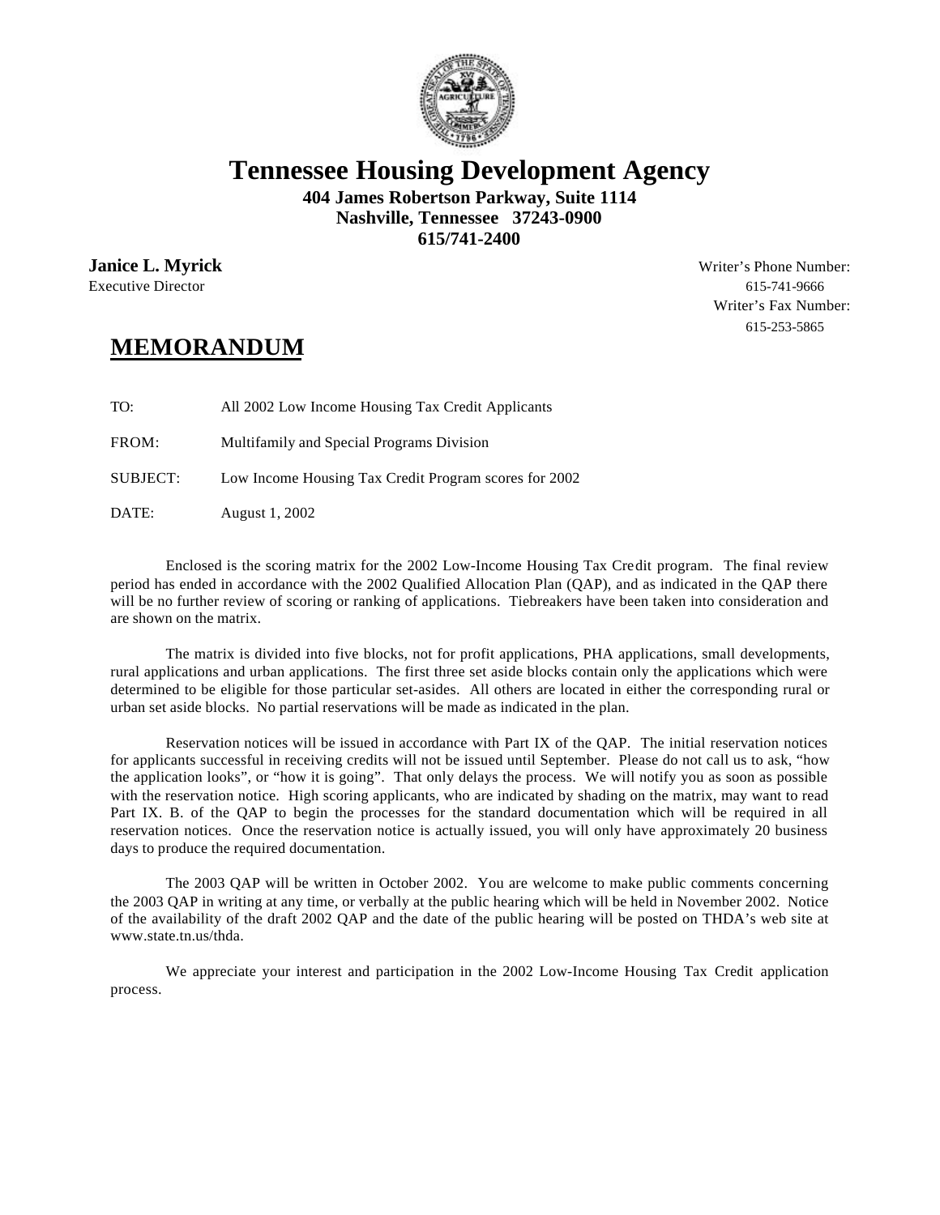# Tennessee Housing Development Agency

**404 James Robertson Parkway, Suite 1114**
**Nashville, Tennessee 37243-0900**
**615/741-2400**

**Janice L. Myrick**
Executive Director

Writer's Phone Number:
615-741-9666
Writer's Fax Number:
615-253-5865

## MEMORANDUM

TO: All 2002 Low Income Housing Tax Credit Applicants

FROM: Multifamily and Special Programs Division

SUBJECT: Low Income Housing Tax Credit Program scores for 2002

DATE: August 1, 2002

Enclosed is the scoring matrix for the 2002 Low-Income Housing Tax Credit program. The final review period has ended in accordance with the 2002 Qualified Allocation Plan (QAP), and as indicated in the QAP there will be no further review of scoring or ranking of applications. Tiebreakers have been taken into consideration and are shown on the matrix.

The matrix is divided into five blocks, not for profit applications, PHA applications, small developments, rural applications and urban applications. The first three set aside blocks contain only the applications which were determined to be eligible for those particular set-asides. All others are located in either the corresponding rural or urban set aside blocks. No partial reservations will be made as indicated in the plan.

Reservation notices will be issued in accordance with Part IX of the QAP. The initial reservation notices for applicants successful in receiving credits will not be issued until September. Please do not call us to ask, "how the application looks", or "how it is going". That only delays the process. We will notify you as soon as possible with the reservation notice. High scoring applicants, who are indicated by shading on the matrix, may want to read Part IX. B. of the QAP to begin the processes for the standard documentation which will be required in all reservation notices. Once the reservation notice is actually issued, you will only have approximately 20 business days to produce the required documentation.

The 2003 QAP will be written in October 2002. You are welcome to make public comments concerning the 2003 QAP in writing at any time, or verbally at the public hearing which will be held in November 2002. Notice of the availability of the draft 2002 QAP and the date of the public hearing will be posted on THDA's web site at www.state.tn.us/thda.

We appreciate your interest and participation in the 2002 Low-Income Housing Tax Credit application process.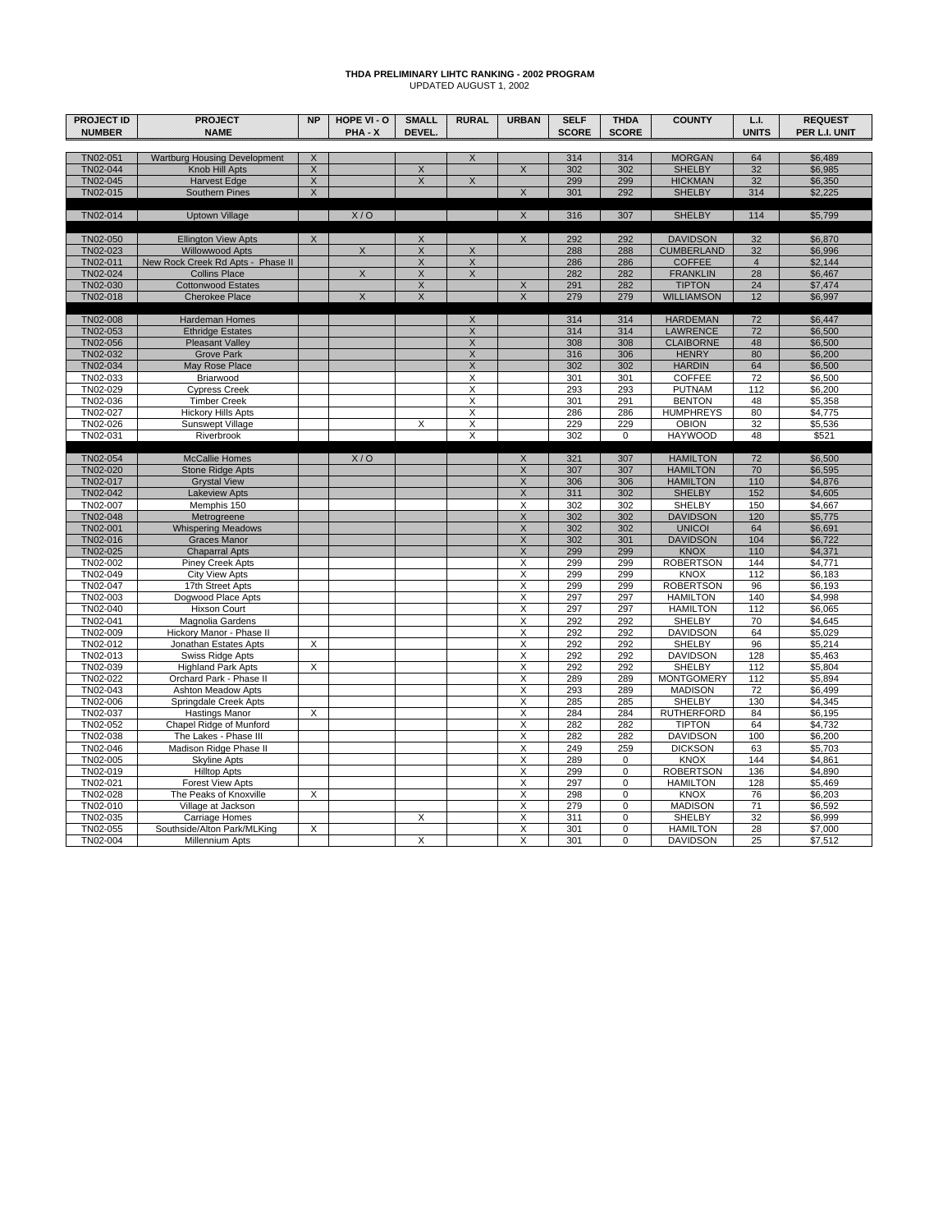**THDA PRELIMINARY LIHTC RANKING - 2002 PROGRAM**
UPDATED AUGUST 1, 2002

| PROJECT ID NUMBER | PROJECT NAME | NP | HOPE VI - O PHA - X | SMALL DEVEL. | RURAL | URBAN | SELF SCORE | THDA SCORE | COUNTY | L.I. UNITS | REQUEST PER L.I. UNIT |
|---|---|---|---|---|---|---|---|---|---|---|---|
| TN02-051 | Wartburg Housing Development | X | | | X | | 314 | 314 | MORGAN | 64 | $6,489 |
| TN02-044 | Knob Hill Apts | X | | X | | X | 302 | 302 | SHELBY | 32 | $6,985 |
| TN02-045 | Harvest Edge | X | | X | X | | 299 | 299 | HICKMAN | 32 | $6,350 |
| TN02-015 | Southern Pines | X | | | | X | 301 | 292 | SHELBY | 314 | $2,225 |
| | | | | | | | | | | | |
| TN02-014 | Uptown Village | | X / O | | | X | 316 | 307 | SHELBY | 114 | $5,799 |
| | | | | | | | | | | | |
| TN02-050 | Ellington View Apts | X | | X | | X | 292 | 292 | DAVIDSON | 32 | $6,870 |
| TN02-023 | Willowwood Apts | | X | X | X | | 288 | 288 | CUMBERLAND | 32 | $6,996 |
| TN02-011 | New Rock Creek Rd Apts - Phase II | | | X | X | | 286 | 286 | COFFEE | 4 | $2,144 |
| TN02-024 | Collins Place | | X | X | X | | 282 | 282 | FRANKLIN | 28 | $6,467 |
| TN02-030 | Cottonwood Estates | | | X | | X | 291 | 282 | TIPTON | 24 | $7,474 |
| TN02-018 | Cherokee Place | | X | X | | X | 279 | 279 | WILLIAMSON | 12 | $6,997 |
| | | | | | | | | | | | |
| TN02-008 | Hardeman Homes | | | | X | | 314 | 314 | HARDEMAN | 72 | $6,447 |
| TN02-053 | Ethridge Estates | | | | X | | 314 | 314 | LAWRENCE | 72 | $6,500 |
| TN02-056 | Pleasant Valley | | | | X | | 308 | 308 | CLAIBORNE | 48 | $6,500 |
| TN02-032 | Grove Park | | | | X | | 316 | 306 | HENRY | 80 | $6,200 |
| TN02-034 | May Rose Place | | | | X | | 302 | 302 | HARDIN | 64 | $6,500 |
| TN02-033 | Briarwood | | | | X | | 301 | 301 | COFFEE | 72 | $6,500 |
| TN02-029 | Cypress Creek | | | | X | | 293 | 293 | PUTNAM | 112 | $6,200 |
| TN02-036 | Timber Creek | | | | X | | 301 | 291 | BENTON | 48 | $5,358 |
| TN02-027 | Hickory Hills Apts | | | | X | | 286 | 286 | HUMPHREYS | 80 | $4,775 |
| TN02-026 | Sunswept Village | | | X | X | | 229 | 229 | OBION | 32 | $5,536 |
| TN02-031 | Riverbrook | | | | X | | 302 | 0 | HAYWOOD | 48 | $521 |
| | | | | | | | | | | | |
| TN02-054 | McCallie Homes | | X / O | | | X | 321 | 307 | HAMILTON | 72 | $6,500 |
| TN02-020 | Stone Ridge Apts | | | | | X | 307 | 307 | HAMILTON | 70 | $6,595 |
| TN02-017 | Crystal View | | | | | X | 306 | 306 | HAMILTON | 110 | $4,876 |
| TN02-042 | Lakeview Apts | | | | | X | 311 | 302 | SHELBY | 152 | $4,605 |
| TN02-007 | Memphis 150 | | | | | X | 302 | 302 | SHELBY | 150 | $4,667 |
| TN02-048 | Metrogreene | | | | | X | 302 | 302 | DAVIDSON | 120 | $5,775 |
| TN02-001 | Whispering Meadows | | | | | X | 302 | 302 | UNICOI | 64 | $6,691 |
| TN02-016 | Graces Manor | | | | | X | 302 | 301 | DAVIDSON | 104 | $6,722 |
| TN02-025 | Chaparral Apts | | | | | X | 299 | 299 | KNOX | 110 | $4,371 |
| TN02-002 | Piney Creek Apts | | | | | X | 299 | 299 | ROBERTSON | 144 | $4,771 |
| TN02-049 | City View Apts | | | | | X | 299 | 299 | KNOX | 112 | $6,183 |
| TN02-047 | 17th Street Apts | | | | | X | 299 | 299 | ROBERTSON | 96 | $6,193 |
| TN02-003 | Dogwood Place Apts | | | | | X | 297 | 297 | HAMILTON | 140 | $4,998 |
| TN02-040 | Hixson Court | | | | | X | 297 | 297 | HAMILTON | 112 | $6,065 |
| TN02-041 | Magnolia Gardens | | | | | X | 292 | 292 | SHELBY | 70 | $4,645 |
| TN02-009 | Hickory Manor - Phase II | | | | | X | 292 | 292 | DAVIDSON | 64 | $5,029 |
| TN02-012 | Jonathan Estates Apts | X | | | | X | 292 | 292 | SHELBY | 96 | $5,214 |
| TN02-013 | Swiss Ridge Apts | | | | | X | 292 | 292 | DAVIDSON | 128 | $5,463 |
| TN02-039 | Highland Park Apts | X | | | | X | 292 | 292 | SHELBY | 112 | $5,804 |
| TN02-022 | Orchard Park - Phase II | | | | | X | 289 | 289 | MONTGOMERY | 112 | $5,894 |
| TN02-043 | Ashton Meadow Apts | | | | | X | 293 | 289 | MADISON | 72 | $6,499 |
| TN02-006 | Springdale Creek Apts | | | | | X | 285 | 285 | SHELBY | 130 | $4,345 |
| TN02-037 | Hastings Manor | X | | | | X | 284 | 284 | RUTHERFORD | 84 | $6,195 |
| TN02-052 | Chapel Ridge of Munford | | | | | X | 282 | 282 | TIPTON | 64 | $4,732 |
| TN02-038 | The Lakes - Phase III | | | | | X | 282 | 282 | DAVIDSON | 100 | $6,200 |
| TN02-046 | Madison Ridge Phase II | | | | | X | 249 | 259 | DICKSON | 63 | $5,703 |
| TN02-005 | Skyline Apts | | | | | X | 289 | 0 | KNOX | 144 | $4,861 |
| TN02-019 | Hilltop Apts | | | | | X | 299 | 0 | ROBERTSON | 136 | $4,890 |
| TN02-021 | Forest View Apts | | | | | X | 297 | 0 | HAMILTON | 128 | $5,469 |
| TN02-028 | The Peaks of Knoxville | X | | | | X | 298 | 0 | KNOX | 76 | $6,203 |
| TN02-010 | Village at Jackson | | | | | X | 279 | 0 | MADISON | 71 | $6,592 |
| TN02-035 | Carriage Homes | | | X | | X | 311 | 0 | SHELBY | 32 | $6,999 |
| TN02-055 | Southside/Alton Park/MLKing | X | | | | X | 301 | 0 | HAMILTON | 28 | $7,000 |
| TN02-004 | Millennium Apts | | | X | | X | 301 | 0 | DAVIDSON | 25 | $7,512 |